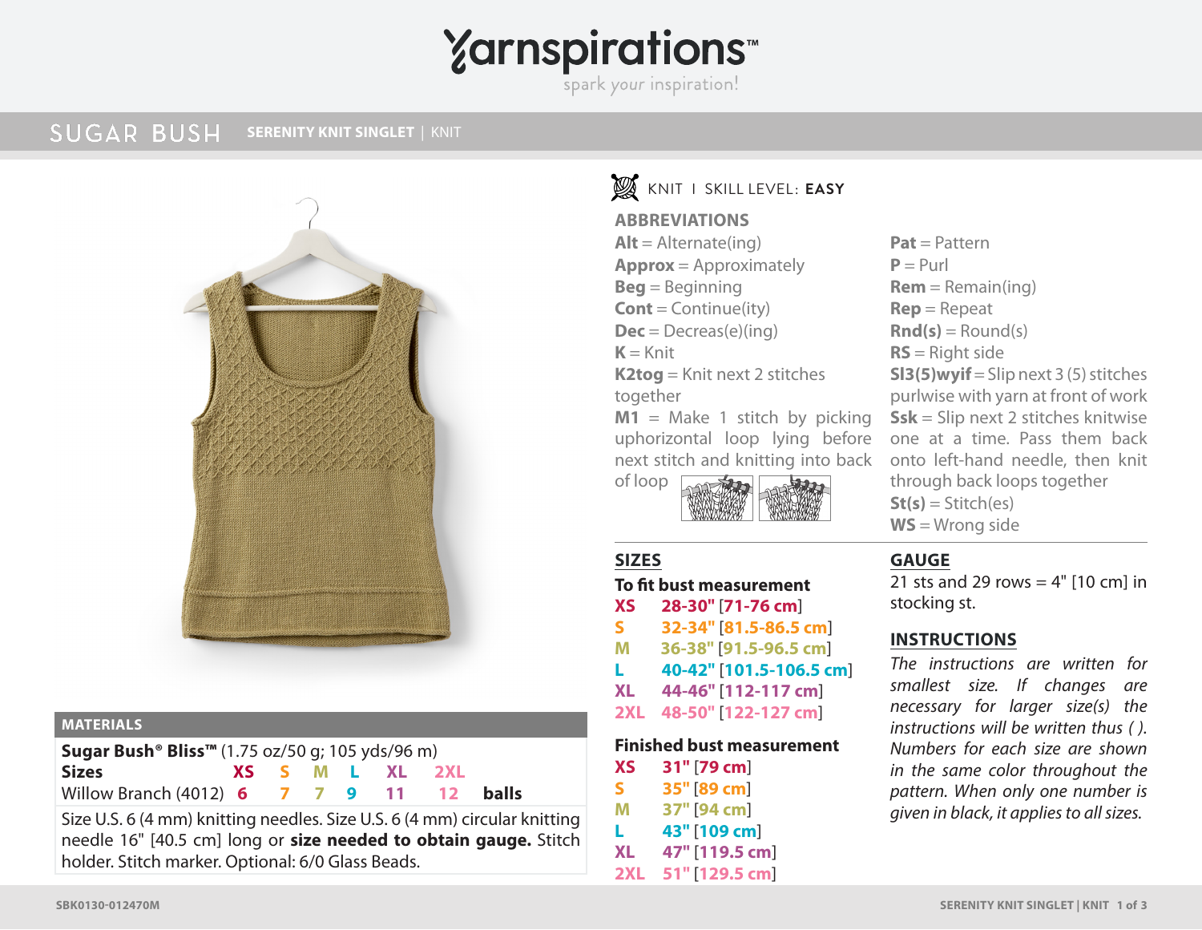# Yarnspirations™

spark your inspiration!

## SUGAR BUSH — SERENITY KNIT SINGLET | KNIT

KNIT | SKILL LEVEL: **EASY**

## ABBREVIATIONS

**Alt** = Alternate(ing)
**Approx** = Approximately
**Beg** = Beginning
**Cont** = Continue(ity)
**Dec** = Decreas(e)(ing)
**K** = Knit
**K2tog** = Knit next 2 stitches together
**M1** = Make 1 stitch by picking up horizontal loop lying before next stitch and knitting into back of loop
**Pat** = Pattern
**P** = Purl
**Rem** = Remain(ing)
**Rep** = Repeat
**Rnd(s)** = Round(s)
**RS** = Right side
**Sl3(5)wyif** = Slip next 3 (5) stitches purlwise with yarn at front of work
**Ssk** = Slip next 2 stitches knitwise one at a time. Pass them back onto left-hand needle, then knit through back loops together
**St(s)** = Stitch(es)
**WS** = Wrong side

## MATERIALS

**Sugar Bush® Bliss™** (1.75 oz/50 g; 105 yds/96 m)

| Sizes | XS | S | M | L | XL | 2XL | |
|---|---|---|---|---|---|---|---|
| Willow Branch (4012) | 6 | 7 | 7 | 9 | 11 | 12 | **balls** |

Size U.S. 6 (4 mm) knitting needles. Size U.S. 6 (4 mm) circular knitting needle 16" [40.5 cm] long or **size needed to obtain gauge.** Stitch holder. Stitch marker. Optional: 6/0 Glass Beads.

## SIZES

**To fit bust measurement**

- **XS** 28-30" [71-76 cm]
- **S** 32-34" [81.5-86.5 cm]
- **M** 36-38" [91.5-96.5 cm]
- **L** 40-42" [101.5-106.5 cm]
- **XL** 44-46" [112-117 cm]
- **2XL** 48-50" [122-127 cm]

**Finished bust measurement**

- **XS** 31" [79 cm]
- **S** 35" [89 cm]
- **M** 37" [94 cm]
- **L** 43" [109 cm]
- **XL** 47" [119.5 cm]
- **2XL** 51" [129.5 cm]

## GAUGE

21 sts and 29 rows = 4" [10 cm] in stocking st.

## INSTRUCTIONS

*The instructions are written for smallest size. If changes are necessary for larger size(s) the instructions will be written thus ( ). Numbers for each size are shown in the same color throughout the pattern. When only one number is given in black, it applies to all sizes.*

SBK0130-012470M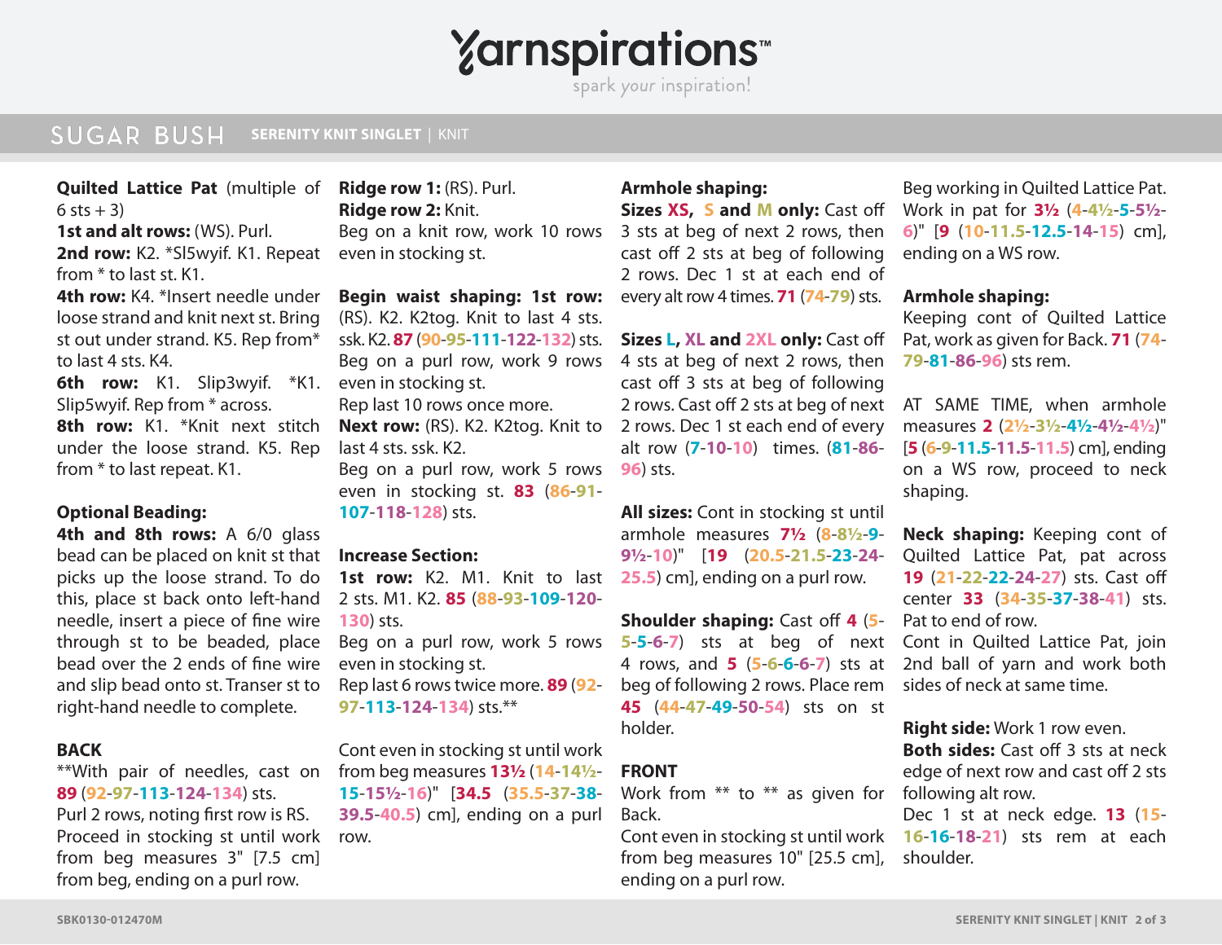**Quilted Lattice Pat** (multiple of 6 sts + 3)

**1st and alt rows:** (WS). Purl.

**2nd row:** K2. *Sl5wyif. K1. Repeat from * to last st. K1.

**4th row:** K4. *Insert needle under loose strand and knit next st. Bring st out under strand. K5. Rep from* to last 4 sts. K4.

**6th row:** K1. Slip3wyif. *K1. Slip5wyif. Rep from * across.

**8th row:** K1. *Knit next stitch under the loose strand. K5. Rep from * to last repeat. K1.

**Optional Beading:**

**4th and 8th rows:** A 6/0 glass bead can be placed on knit st that picks up the loose strand. To do this, place st back onto left-hand needle, insert a piece of fine wire through st to be beaded, place bead over the 2 ends of fine wire and slip bead onto st. Transer st to right-hand needle to complete.

**BACK**

**With pair of needles, cast on **89** (**92**-**97**-**113**-**124**-**134**) sts.

Purl 2 rows, noting first row is RS.

Proceed in stocking st until work from beg measures 3" [7.5 cm] from beg, ending on a purl row.

**Ridge row 1:** (RS). Purl.

**Ridge row 2:** Knit.

Beg on a knit row, work 10 rows even in stocking st.

**Begin waist shaping: 1st row:** (RS). K2. K2tog. Knit to last 4 sts. ssk. K2. **87** (**90**-**95**-**111**-**122**-**132**) sts.

Beg on a purl row, work 9 rows even in stocking st.

Rep last 10 rows once more.

**Next row:** (RS). K2. K2tog. Knit to last 4 sts. ssk. K2.

Beg on a purl row, work 5 rows even in stocking st. **83** (**86**-**91**-**107**-**118**-**128**) sts.

**Increase Section:**

**1st row:** K2. M1. Knit to last 2 sts. M1. K2. **85** (**88**-**93**-**109**-**120**-**130**) sts.

Beg on a purl row, work 5 rows even in stocking st.

Rep last 6 rows twice more. **89** (**92**-**97**-**113**-**124**-**134**) sts.**

Cont even in stocking st until work from beg measures **13½** (**14**-**14½**-**15**-**15½**-**16**)" [**34.5** (**35.5**-**37**-**38**-**39.5**-**40.5**) cm], ending on a purl row.

**Armhole shaping:**

**Sizes XS, S and M only:** Cast off 3 sts at beg of next 2 rows, then cast off 2 sts at beg of following 2 rows. Dec 1 st at each end of every alt row 4 times. **71** (**74**-**79**) sts.

**Sizes L, XL and 2XL only:** Cast off 4 sts at beg of next 2 rows, then cast off 3 sts at beg of following 2 rows. Cast off 2 sts at beg of next 2 rows. Dec 1 st each end of every alt row (**7**-**10**-**10**) times. (**81**-**86**-**96**) sts.

**All sizes:** Cont in stocking st until armhole measures **7½** (**8**-**8½**-**9**-**9½**-**10**)" [**19** (**20.5**-**21.5**-**23**-**24**-**25.5**) cm], ending on a purl row.

**Shoulder shaping:** Cast off **4** (**5**-**5**-**5**-**6**-**7**) sts at beg of next 4 rows, and **5** (**5**-**6**-**6**-**6**-**7**) sts at beg of following 2 rows. Place rem **45** (**44**-**47**-**49**-**50**-**54**) sts on st holder.

**FRONT**

Work from ** to ** as given for Back.

Cont even in stocking st until work from beg measures 10" [25.5 cm], ending on a purl row.

Beg working in Quilted Lattice Pat. Work in pat for **3½** (**4**-**4½**-**5**-**5½**-**6**)" [**9** (**10**-**11.5**-**12.5**-**14**-**15**) cm], ending on a WS row.

**Armhole shaping:**

Keeping cont of Quilted Lattice Pat, work as given for Back. **71** (**74**-**79**-**81**-**86**-**96**) sts rem.

AT SAME TIME, when armhole measures **2** (**2½**-**3½**-**4½**-**4½**-**4½**)" [**5** (**6**-**9**-**11.5**-**11.5**-**11.5**) cm], ending on a WS row, proceed to neck shaping.

**Neck shaping:** Keeping cont of Quilted Lattice Pat, pat across **19** (**21**-**22**-**22**-**24**-**27**) sts. Cast off center **33** (**34**-**35**-**37**-**38**-**41**) sts. Pat to end of row.

Cont in Quilted Lattice Pat, join 2nd ball of yarn and work both sides of neck at same time.

**Right side:** Work 1 row even.

**Both sides:** Cast off 3 sts at neck edge of next row and cast off 2 sts following alt row.

Dec 1 st at neck edge. **13** (**15**-**16**-**16**-**18**-**21**) sts rem at each shoulder.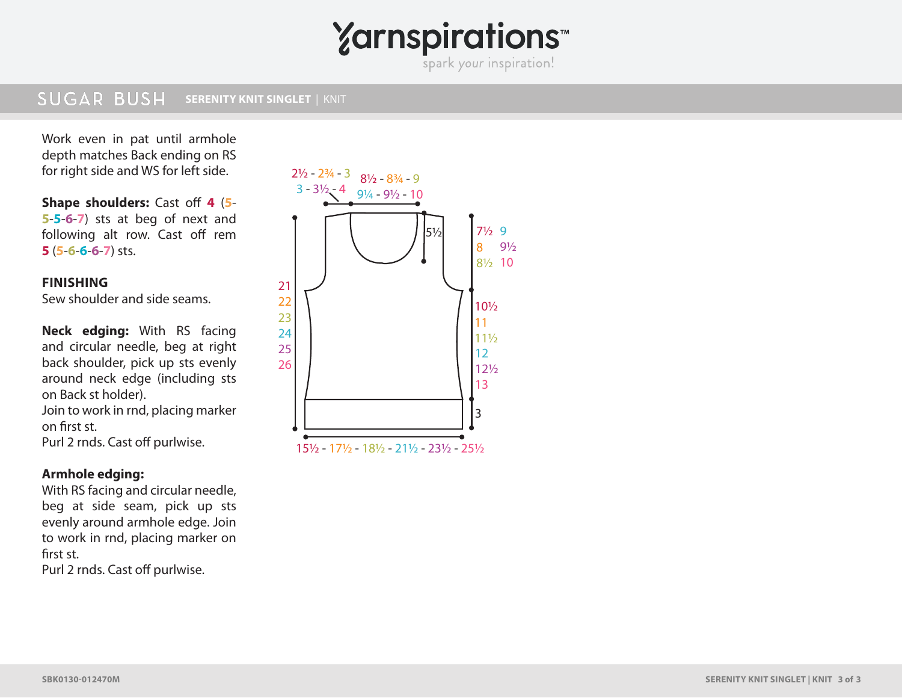Work even in pat until armhole depth matches Back ending on RS for right side and WS for left side.

**Shape shoulders:** Cast off **4** (**5**-**5**-**5**-**6**-**7**) sts at beg of next and following alt row. Cast off rem **5** (**5**-**6**-**6**-**6**-**7**) sts.

**FINISHING**

Sew shoulder and side seams.

**Neck edging:** With RS facing and circular needle, beg at right back shoulder, pick up sts evenly around neck edge (including sts on Back st holder).
Join to work in rnd, placing marker on first st.
Purl 2 rnds. Cast off purlwise.

**Armhole edging:**
With RS facing and circular needle, beg at side seam, pick up sts evenly around armhole edge. Join to work in rnd, placing marker on first st.
Purl 2 rnds. Cast off purlwise.

2½ - 2¾ - 3
3 - 3½ - 4
8½ - 8¾ - 9
9¼ - 9½ - 10
5½
7½ 9
8 9½
8½ 10
21
22
23
24
25
26
10½
11
11½
12
12½
13
3
15½ - 17½ - 18½ - 21½ - 23½ - 25½